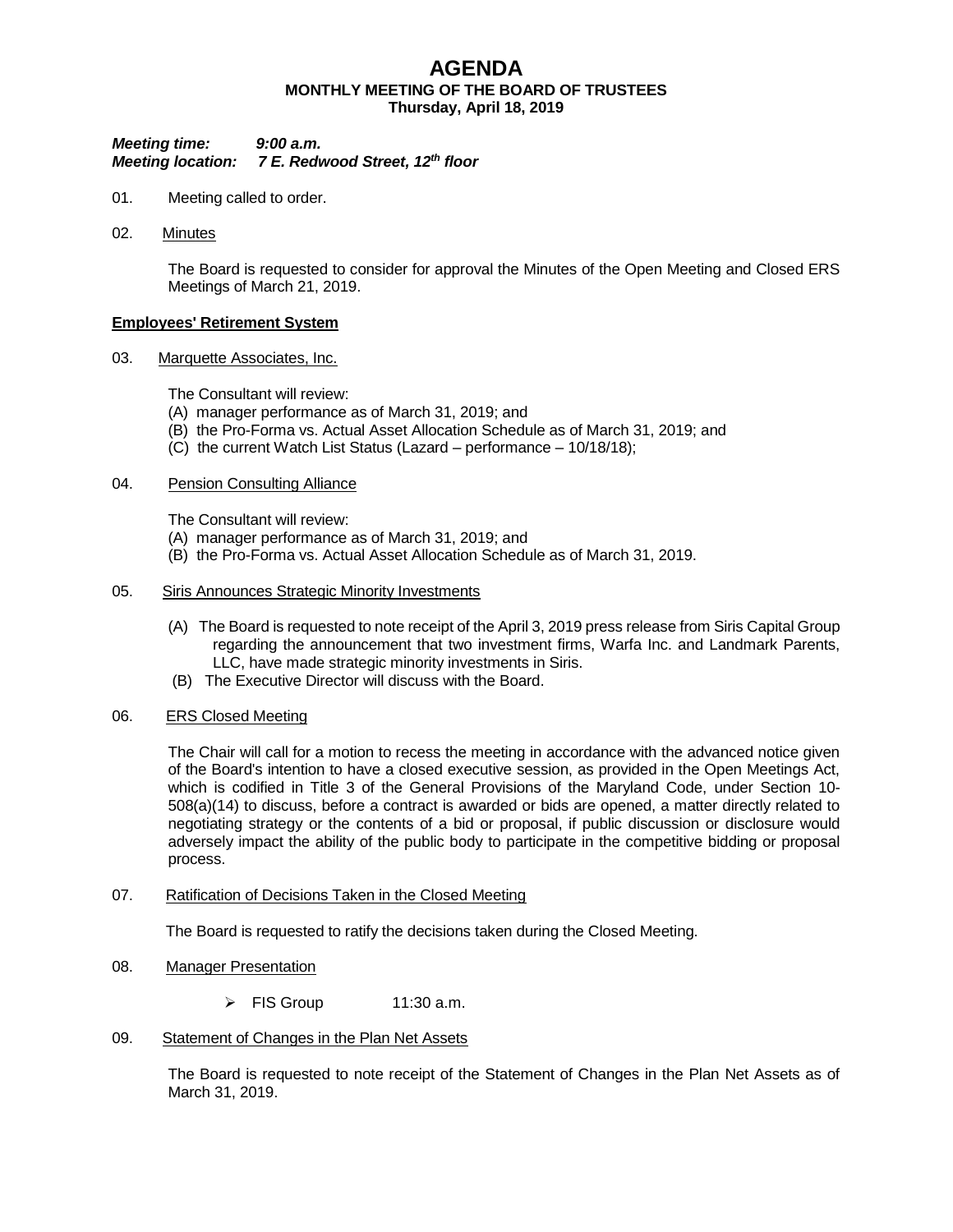# AGENDA

**MONTHLY MEETING OF THE BOARD OF TRUSTEES**
**Thursday, April 18, 2019**

***Meeting time:*** ***9:00 a.m.***
***Meeting location:*** ***7 E. Redwood Street, 12th floor***

01. Meeting called to order.

02. Minutes

    The Board is requested to consider for approval the Minutes of the Open Meeting and Closed ERS Meetings of March 21, 2019.

**Employees' Retirement System**

03. Marquette Associates, Inc.

    The Consultant will review:
    (A) manager performance as of March 31, 2019; and
    (B) the Pro-Forma vs. Actual Asset Allocation Schedule as of March 31, 2019; and
    (C) the current Watch List Status (Lazard – performance – 10/18/18);

04. Pension Consulting Alliance

    The Consultant will review:
    (A) manager performance as of March 31, 2019; and
    (B) the Pro-Forma vs. Actual Asset Allocation Schedule as of March 31, 2019.

05. Siris Announces Strategic Minority Investments

    (A) The Board is requested to note receipt of the April 3, 2019 press release from Siris Capital Group regarding the announcement that two investment firms, Warfa Inc. and Landmark Parents, LLC, have made strategic minority investments in Siris.
    (B) The Executive Director will discuss with the Board.

06. ERS Closed Meeting

    The Chair will call for a motion to recess the meeting in accordance with the advanced notice given of the Board's intention to have a closed executive session, as provided in the Open Meetings Act, which is codified in Title 3 of the General Provisions of the Maryland Code, under Section 10-508(a)(14) to discuss, before a contract is awarded or bids are opened, a matter directly related to negotiating strategy or the contents of a bid or proposal, if public discussion or disclosure would adversely impact the ability of the public body to participate in the competitive bidding or proposal process.

07. Ratification of Decisions Taken in the Closed Meeting

    The Board is requested to ratify the decisions taken during the Closed Meeting.

08. Manager Presentation

    - FIS Group 11:30 a.m.

09. Statement of Changes in the Plan Net Assets

    The Board is requested to note receipt of the Statement of Changes in the Plan Net Assets as of March 31, 2019.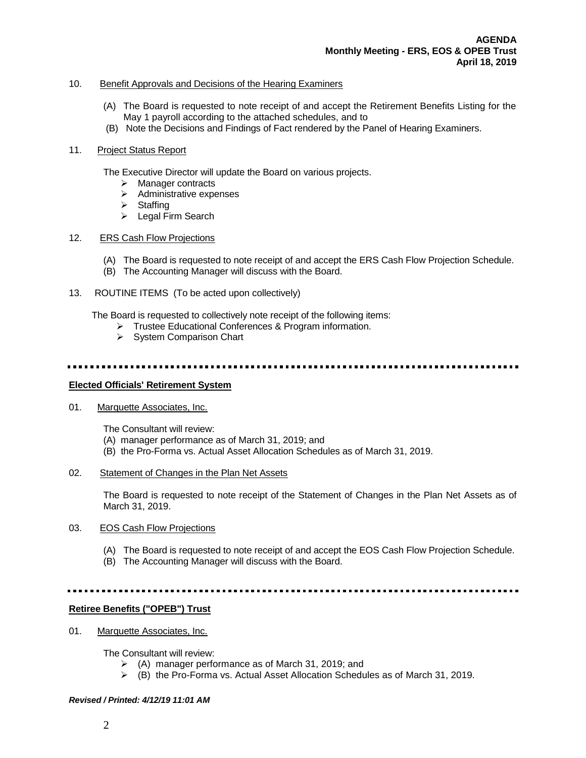10. Benefit Approvals and Decisions of the Hearing Examiners

(A) The Board is requested to note receipt of and accept the Retirement Benefits Listing for the May 1 payroll according to the attached schedules, and to

(B) Note the Decisions and Findings of Fact rendered by the Panel of Hearing Examiners.

11. Project Status Report

The Executive Director will update the Board on various projects.

- Manager contracts
- Administrative expenses
- Staffing
- Legal Firm Search

12. ERS Cash Flow Projections

(A) The Board is requested to note receipt of and accept the ERS Cash Flow Projection Schedule.

(B) The Accounting Manager will discuss with the Board.

13. ROUTINE ITEMS (To be acted upon collectively)

The Board is requested to collectively note receipt of the following items:

- Trustee Educational Conferences & Program information.
- System Comparison Chart

---

## Elected Officials' Retirement System

01. Marquette Associates, Inc.

The Consultant will review:

(A) manager performance as of March 31, 2019; and

(B) the Pro-Forma vs. Actual Asset Allocation Schedules as of March 31, 2019.

02. Statement of Changes in the Plan Net Assets

The Board is requested to note receipt of the Statement of Changes in the Plan Net Assets as of March 31, 2019.

03. EOS Cash Flow Projections

(A) The Board is requested to note receipt of and accept the EOS Cash Flow Projection Schedule.

(B) The Accounting Manager will discuss with the Board.

---

## Retiree Benefits ("OPEB") Trust

01. Marquette Associates, Inc.

The Consultant will review:

- (A) manager performance as of March 31, 2019; and
- (B) the Pro-Forma vs. Actual Asset Allocation Schedules as of March 31, 2019.

***Revised / Printed: 4/12/19 11:01 AM***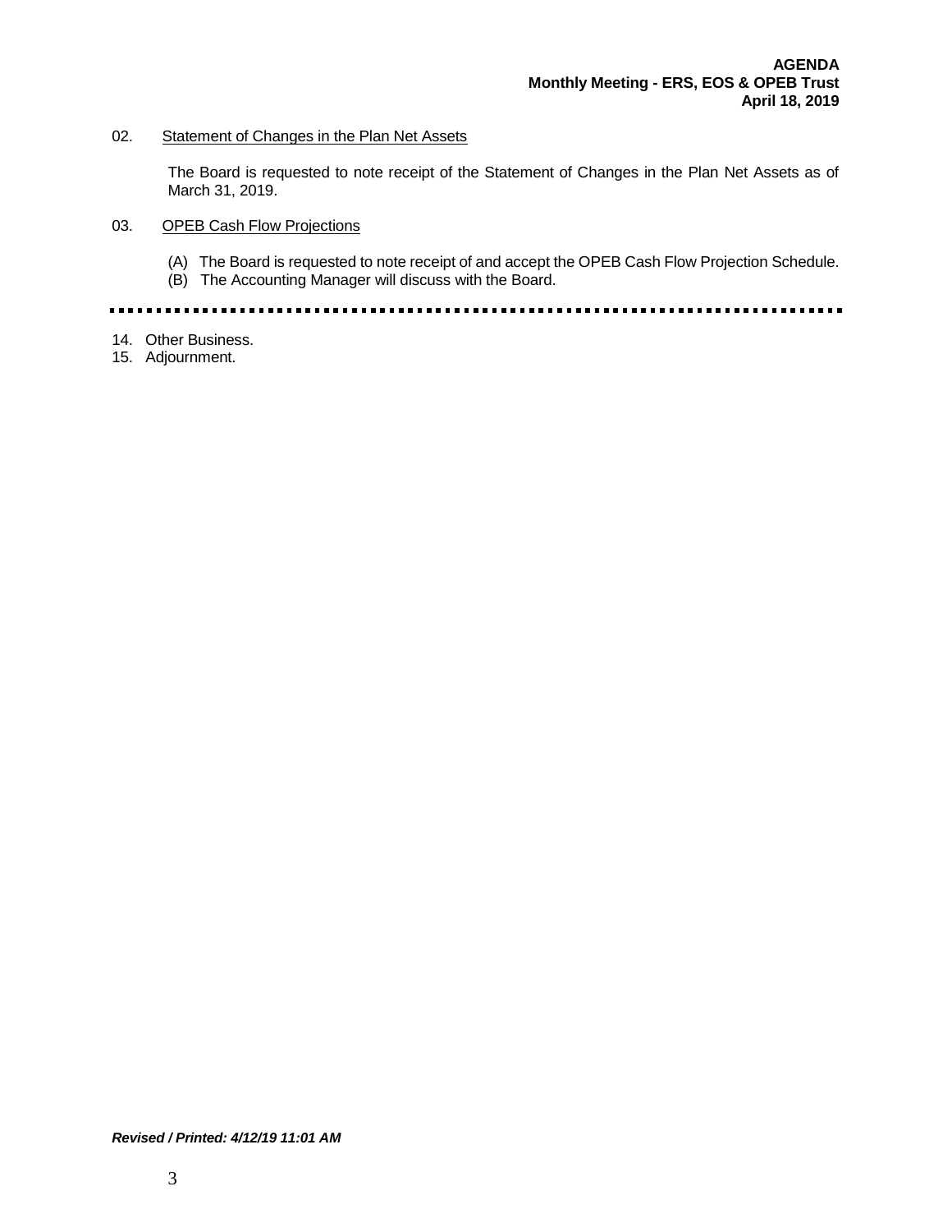02. Statement of Changes in the Plan Net Assets

The Board is requested to note receipt of the Statement of Changes in the Plan Net Assets as of March 31, 2019.

03. OPEB Cash Flow Projections

(A) The Board is requested to note receipt of and accept the OPEB Cash Flow Projection Schedule.
(B) The Accounting Manager will discuss with the Board.

---

14. Other Business.
15. Adjournment.